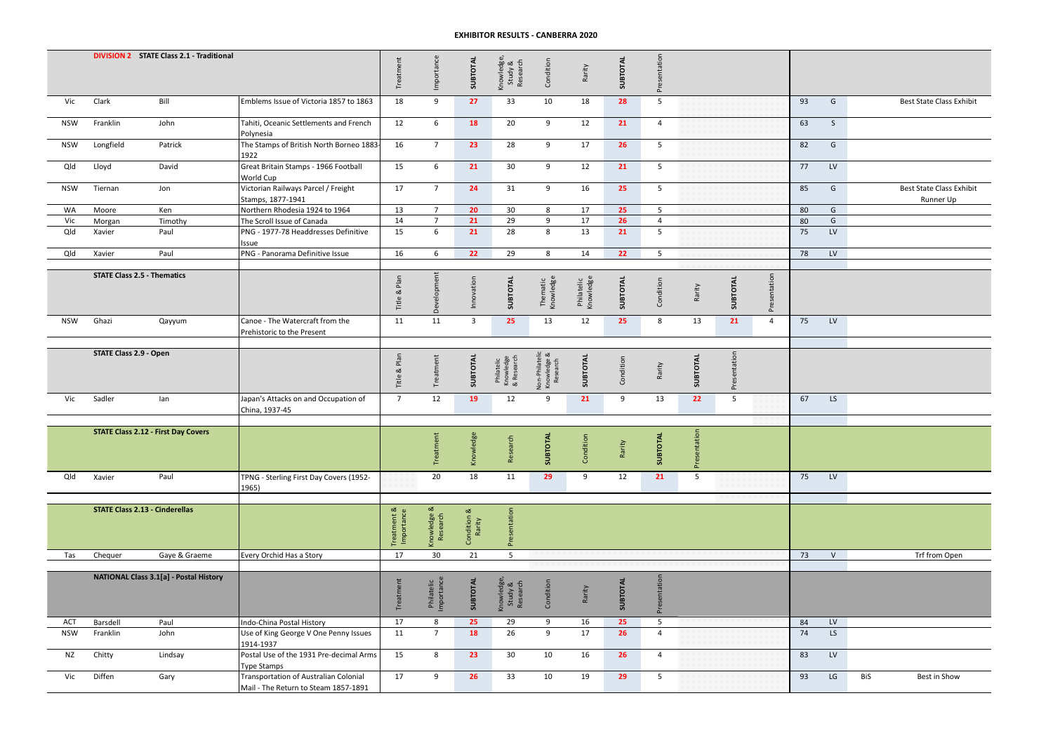# EXHIBITOR RESULTS - CANBERRA 2020

## DIVISION 2 STATE Class 2.1 - Traditional

| State | Surname | First Name | Exhibit | Treatment | Importance | SUBTOTAL | Knowledge, Study & Research | Condition | Rarity | SUBTOTAL | Presentation | Total | Medal | | Award |
|---|---|---|---|---|---|---|---|---|---|---|---|---|---|---|---|
| Vic | Clark | Bill | Emblems Issue of Victoria 1857 to 1863 | 18 | 9 | 27 | 33 | 10 | 18 | 28 | 5 | 93 | G | | Best State Class Exhibit |
| NSW | Franklin | John | Tahiti, Oceanic Settlements and French Polynesia | 12 | 6 | 18 | 20 | 9 | 12 | 21 | 4 | 63 | S | | |
| NSW | Longfield | Patrick | The Stamps of British North Borneo 1883-1922 | 16 | 7 | 23 | 28 | 9 | 17 | 26 | 5 | 82 | G | | |
| Qld | Lloyd | David | Great Britain Stamps - 1966 Football World Cup | 15 | 6 | 21 | 30 | 9 | 12 | 21 | 5 | 77 | LV | | |
| NSW | Tiernan | Jon | Victorian Railways Parcel / Freight Stamps, 1877-1941 | 17 | 7 | 24 | 31 | 9 | 16 | 25 | 5 | 85 | G | | Best State Class Exhibit Runner Up |
| WA | Moore | Ken | Northern Rhodesia 1924 to 1964 | 13 | 7 | 20 | 30 | 8 | 17 | 25 | 5 | 80 | G | | |
| Vic | Morgan | Timothy | The Scroll Issue of Canada | 14 | 7 | 21 | 29 | 9 | 17 | 26 | 4 | 80 | G | | |
| Qld | Xavier | Paul | PNG - 1977-78 Headdresses Definitive Issue | 15 | 6 | 21 | 28 | 8 | 13 | 21 | 5 | 75 | LV | | |
| Qld | Xavier | Paul | PNG - Panorama Definitive Issue | 16 | 6 | 22 | 29 | 8 | 14 | 22 | 5 | 78 | LV | | |

## STATE Class 2.5 - Thematics

| State | Surname | First Name | Exhibit | Title & Plan | Development | Innovation | SUBTOTAL | Thematic Knowledge | Philatelic Knowledge | SUBTOTAL | Condition | Rarity | SUBTOTAL | Presentation | Total | Medal |
|---|---|---|---|---|---|---|---|---|---|---|---|---|---|---|---|---|
| NSW | Ghazi | Qayyum | Canoe - The Watercraft from the Prehistoric to the Present | 11 | 11 | 3 | 25 | 13 | 12 | 25 | 8 | 13 | 21 | 4 | 75 | LV |

## STATE Class 2.9 - Open

| State | Surname | First Name | Exhibit | Title & Plan | Treatment | SUBTOTAL | Philatelic Knowledge & Research | Non-Philatelic Knowledge & Research | SUBTOTAL | Condition | Rarity | SUBTOTAL | Presentation | Total | Medal |
|---|---|---|---|---|---|---|---|---|---|---|---|---|---|---|---|
| Vic | Sadler | Ian | Japan's Attacks on and Occupation of China, 1937-45 | 7 | 12 | 19 | 12 | 9 | 21 | 9 | 13 | 22 | 5 | 67 | LS |

## STATE Class 2.12 - First Day Covers

| State | Surname | First Name | Exhibit | Treatment | Knowledge | Research | SUBTOTAL | Condition | Rarity | SUBTOTAL | Presentation | Total | Medal |
|---|---|---|---|---|---|---|---|---|---|---|---|---|---|
| Qld | Xavier | Paul | TPNG - Sterling First Day Covers (1952-1965) | 20 | 18 | 11 | 29 | 9 | 12 | 21 | 5 | 75 | LV |

## STATE Class 2.13 - Cinderellas

| State | Surname | First Name | Exhibit | Treatment & Importance | Knowledge & Research | Condition & Rarity | Presentation | Total | Medal | Award |
|---|---|---|---|---|---|---|---|---|---|---|
| Tas | Chequer | Gaye & Graeme | Every Orchid Has a Story | 17 | 30 | 21 | 5 | 73 | V | Trf from Open |

## NATIONAL Class 3.1[a] - Postal History

| State | Surname | First Name | Exhibit | Treatment | Philatelic Importance | SUBTOTAL | Knowledge, Study & Research | Condition | Rarity | SUBTOTAL | Presentation | Total | Medal | | Award |
|---|---|---|---|---|---|---|---|---|---|---|---|---|---|---|---|
| ACT | Barsdell | Paul | Indo-China Postal History | 17 | 8 | 25 | 29 | 9 | 16 | 25 | 5 | 84 | LV | | |
| NSW | Franklin | John | Use of King George V One Penny Issues 1914-1937 | 11 | 7 | 18 | 26 | 9 | 17 | 26 | 4 | 74 | LS | | |
| NZ | Chitty | Lindsay | Postal Use of the 1931 Pre-decimal Arms Type Stamps | 15 | 8 | 23 | 30 | 10 | 16 | 26 | 4 | 83 | LV | | |
| Vic | Diffen | Gary | Transportation of Australian Colonial Mail - The Return to Steam 1857-1891 | 17 | 9 | 26 | 33 | 10 | 19 | 29 | 5 | 93 | LG | BiS | Best in Show |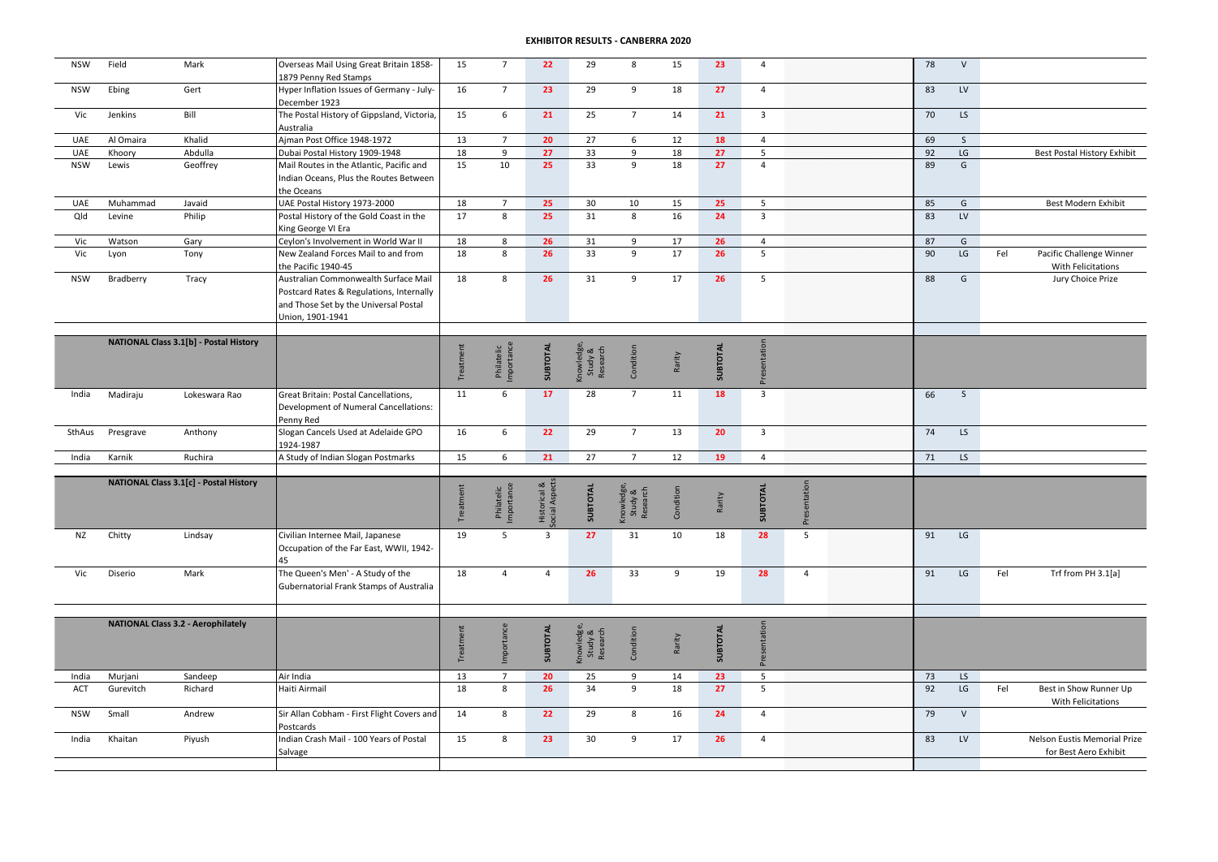# EXHIBITOR RESULTS - CANBERRA 2020

| | | | | | | | | | | | | | | | | | |
|---|---|---|---|---|---|---|---|---|---|---|---|---|---|---|---|---|---|
| NSW | Field | Mark | Overseas Mail Using Great Britain 1858-1879 Penny Red Stamps | 15 | 7 | 22 | 29 | 8 | 15 | 23 | 4 | | | 78 | V | | |
| NSW | Ebing | Gert | Hyper Inflation Issues of Germany - July-December 1923 | 16 | 7 | 23 | 29 | 9 | 18 | 27 | 4 | | | 83 | LV | | |
| Vic | Jenkins | Bill | The Postal History of Gippsland, Victoria, Australia | 15 | 6 | 21 | 25 | 7 | 14 | 21 | 3 | | | 70 | LS | | |
| UAE | Al Omaira | Khalid | Ajman Post Office 1948-1972 | 13 | 7 | 20 | 27 | 6 | 12 | 18 | 4 | | | 69 | S | | |
| UAE | Khoory | Abdulla | Dubai Postal History 1909-1948 | 18 | 9 | 27 | 33 | 9 | 18 | 27 | 5 | | | 92 | LG | | Best Postal History Exhibit |
| NSW | Lewis | Geoffrey | Mail Routes in the Atlantic, Pacific and Indian Oceans, Plus the Routes Between the Oceans | 15 | 10 | 25 | 33 | 9 | 18 | 27 | 4 | | | 89 | G | | |
| UAE | Muhammad | Javaid | UAE Postal History 1973-2000 | 18 | 7 | 25 | 30 | 10 | 15 | 25 | 5 | | | 85 | G | | Best Modern Exhibit |
| Qld | Levine | Philip | Postal History of the Gold Coast in the King George VI Era | 17 | 8 | 25 | 31 | 8 | 16 | 24 | 3 | | | 83 | LV | | |
| Vic | Watson | Gary | Ceylon's Involvement in World War II | 18 | 8 | 26 | 31 | 9 | 17 | 26 | 4 | | | 87 | G | | |
| Vic | Lyon | Tony | New Zealand Forces Mail to and from the Pacific 1940-45 | 18 | 8 | 26 | 33 | 9 | 17 | 26 | 5 | | | 90 | LG | Fel | Pacific Challenge Winner With Felicitations |
| NSW | Bradberry | Tracy | Australian Commonwealth Surface Mail Postcard Rates & Regulations, Internally and Those Set by the Universal Postal Union, 1901-1941 | 18 | 8 | 26 | 31 | 9 | 17 | 26 | 5 | | | 88 | G | | Jury Choice Prize |

| | **NATIONAL Class 3.1[b] - Postal History** | | | Treatment | Philatelic Importance | SUBTOTAL | Knowledge, Study & Research | Condition | Rarity | SUBTOTAL | Presentation | | | | | | |
|---|---|---|---|---|---|---|---|---|---|---|---|---|---|---|---|---|---|
| India | Madiraju | Lokeswara Rao | Great Britain: Postal Cancellations, Development of Numeral Cancellations: Penny Red | 11 | 6 | 17 | 28 | 7 | 11 | 18 | 3 | | | 66 | S | | |
| SthAus | Presgrave | Anthony | Slogan Cancels Used at Adelaide GPO 1924-1987 | 16 | 6 | 22 | 29 | 7 | 13 | 20 | 3 | | | 74 | LS | | |
| India | Karnik | Ruchira | A Study of Indian Slogan Postmarks | 15 | 6 | 21 | 27 | 7 | 12 | 19 | 4 | | | 71 | LS | | |

| | **NATIONAL Class 3.1[c] - Postal History** | | | Treatment | Philatelic Importance | Historical & Social Aspects | SUBTOTAL | Knowledge, Study & Research | Condition | Rarity | SUBTOTAL | Presentation | | | | | |
|---|---|---|---|---|---|---|---|---|---|---|---|---|---|---|---|---|---|
| NZ | Chitty | Lindsay | Civilian Internee Mail, Japanese Occupation of the Far East, WWII, 1942-45 | 19 | 5 | 3 | 27 | 31 | 10 | 18 | 28 | 5 | | 91 | LG | | |
| Vic | Diserio | Mark | The Queen's Men' - A Study of the Gubernatorial Frank Stamps of Australia | 18 | 4 | 4 | 26 | 33 | 9 | 19 | 28 | 4 | | 91 | LG | Fel | Trf from PH 3.1[a] |

| | **NATIONAL Class 3.2 - Aerophilately** | | | Treatment | Importance | SUBTOTAL | Knowledge, Study & Research | Condition | Rarity | SUBTOTAL | Presentation | | | | | | |
|---|---|---|---|---|---|---|---|---|---|---|---|---|---|---|---|---|---|
| India | Murjani | Sandeep | Air India | 13 | 7 | 20 | 25 | 9 | 14 | 23 | 5 | | | 73 | LS | | |
| ACT | Gurevitch | Richard | Haiti Airmail | 18 | 8 | 26 | 34 | 9 | 18 | 27 | 5 | | | 92 | LG | Fel | Best in Show Runner Up With Felicitations |
| NSW | Small | Andrew | Sir Allan Cobham - First Flight Covers and Postcards | 14 | 8 | 22 | 29 | 8 | 16 | 24 | 4 | | | 79 | V | | |
| India | Khaitan | Piyush | Indian Crash Mail - 100 Years of Postal Salvage | 15 | 8 | 23 | 30 | 9 | 17 | 26 | 4 | | | 83 | LV | | Nelson Eustis Memorial Prize for Best Aero Exhibit |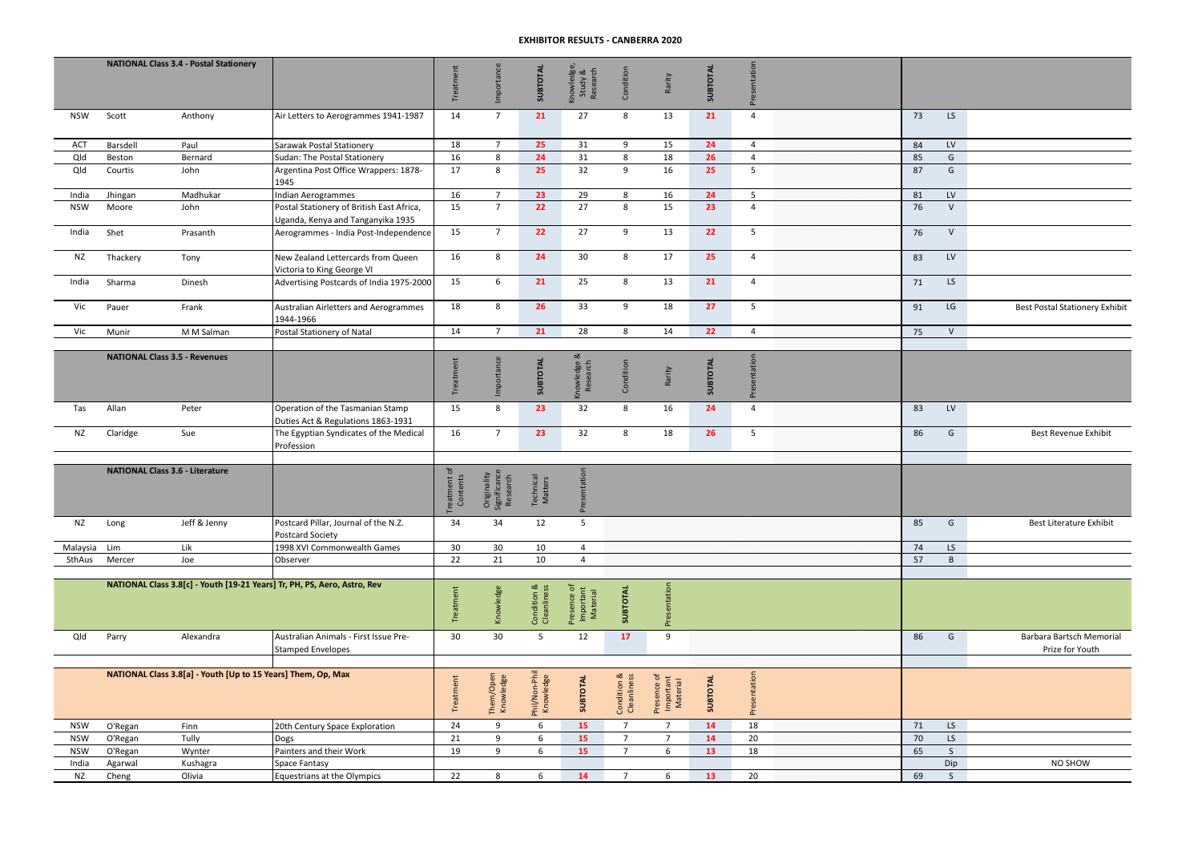# EXHIBITOR RESULTS - CANBERRA 2020

| | NATIONAL Class 3.4 - Postal Stationery | | | Treatment | Importance | SUBTOTAL | Knowledge, Study & Research | Condition | Rarity | SUBTOTAL | Presentation | | | |
|---|---|---|---|---|---|---|---|---|---|---|---|---|---|---|
| NSW | Scott | Anthony | Air Letters to Aerogrammes 1941-1987 | 14 | 7 | 21 | 27 | 8 | 13 | 21 | 4 | 73 | LS | |
| ACT | Barsdell | Paul | Sarawak Postal Stationery | 18 | 7 | 25 | 31 | 9 | 15 | 24 | 4 | 84 | LV | |
| Qld | Beston | Bernard | Sudan: The Postal Stationery | 16 | 8 | 24 | 31 | 8 | 18 | 26 | 4 | 85 | G | |
| Qld | Courtis | John | Argentina Post Office Wrappers: 1878-1945 | 17 | 8 | 25 | 32 | 9 | 16 | 25 | 5 | 87 | G | |
| India | Jhingan | Madhukar | Indian Aerogrammes | 16 | 7 | 23 | 29 | 8 | 16 | 24 | 5 | 81 | LV | |
| NSW | Moore | John | Postal Stationery of British East Africa, Uganda, Kenya and Tanganyika 1935 | 15 | 7 | 22 | 27 | 8 | 15 | 23 | 4 | 76 | V | |
| India | Shet | Prasanth | Aerogrammes - India Post-Independence | 15 | 7 | 22 | 27 | 9 | 13 | 22 | 5 | 76 | V | |
| NZ | Thackery | Tony | New Zealand Lettercards from Queen Victoria to King George VI | 16 | 8 | 24 | 30 | 8 | 17 | 25 | 4 | 83 | LV | |
| India | Sharma | Dinesh | Advertising Postcards of India 1975-2000 | 15 | 6 | 21 | 25 | 8 | 13 | 21 | 4 | 71 | LS | |
| Vic | Pauer | Frank | Australian Airletters and Aerogrammes 1944-1966 | 18 | 8 | 26 | 33 | 9 | 18 | 27 | 5 | 91 | LG | Best Postal Stationery Exhibit |
| Vic | Munir | M M Salman | Postal Stationery of Natal | 14 | 7 | 21 | 28 | 8 | 14 | 22 | 4 | 75 | V | |

| | NATIONAL Class 3.5 - Revenues | | | Treatment | Importance | SUBTOTAL | Knowledge & Research | Condition | Rarity | SUBTOTAL | Presentation | | | |
|---|---|---|---|---|---|---|---|---|---|---|---|---|---|---|
| Tas | Allan | Peter | Operation of the Tasmanian Stamp Duties Act & Regulations 1863-1931 | 15 | 8 | 23 | 32 | 8 | 16 | 24 | 4 | 83 | LV | |
| NZ | Claridge | Sue | The Egyptian Syndicates of the Medical Profession | 16 | 7 | 23 | 32 | 8 | 18 | 26 | 5 | 86 | G | Best Revenue Exhibit |

| | NATIONAL Class 3.6 - Literature | | | Treatment of Contents | Originality Significance Research | Technical Matters | Presentation | | | |
|---|---|---|---|---|---|---|---|---|---|---|
| NZ | Long | Jeff & Jenny | Postcard Pillar, Journal of the N.Z. Postcard Society | 34 | 34 | 12 | 5 | 85 | G | Best Literature Exhibit |
| Malaysia | Lim | Lik | 1998 XVI Commonwealth Games | 30 | 30 | 10 | 4 | 74 | LS | |
| SthAus | Mercer | Joe | Observer | 22 | 21 | 10 | 4 | 57 | B | |

| | NATIONAL Class 3.8[c] - Youth [19-21 Years] Tr, PH, PS, Aero, Astro, Rev | | | Treatment | Knowledge | Condition & Cleanliness | Presence of Important Material | SUBTOTAL | Presentation | | | |
|---|---|---|---|---|---|---|---|---|---|---|---|---|
| Qld | Parry | Alexandra | Australian Animals - First Issue Pre-Stamped Envelopes | 30 | 30 | 5 | 12 | 17 | 9 | 86 | G | Barbara Bartsch Memorial Prize for Youth |

| | NATIONAL Class 3.8[a] - Youth [Up to 15 Years] Them, Op, Max | | | Treatment | Them/Open Knowledge | Phil/Non-Phil Knowledge | SUBTOTAL | Condition & Cleanliness | Presence of Important Material | SUBTOTAL | Presentation | | | |
|---|---|---|---|---|---|---|---|---|---|---|---|---|---|---|
| NSW | O'Regan | Finn | 20th Century Space Exploration | 24 | 9 | 6 | 15 | 7 | 7 | 14 | 18 | 71 | LS | |
| NSW | O'Regan | Tully | Dogs | 21 | 9 | 6 | 15 | 7 | 7 | 14 | 20 | 70 | LS | |
| NSW | O'Regan | Wynter | Painters and their Work | 19 | 9 | 6 | 15 | 7 | 6 | 13 | 18 | 65 | S | |
| India | Agarwal | Kushagra | Space Fantasy | | | | | | | | | | Dip | NO SHOW |
| NZ | Cheng | Olivia | Equestrians at the Olympics | 22 | 8 | 6 | 14 | 7 | 6 | 13 | 20 | 69 | S | |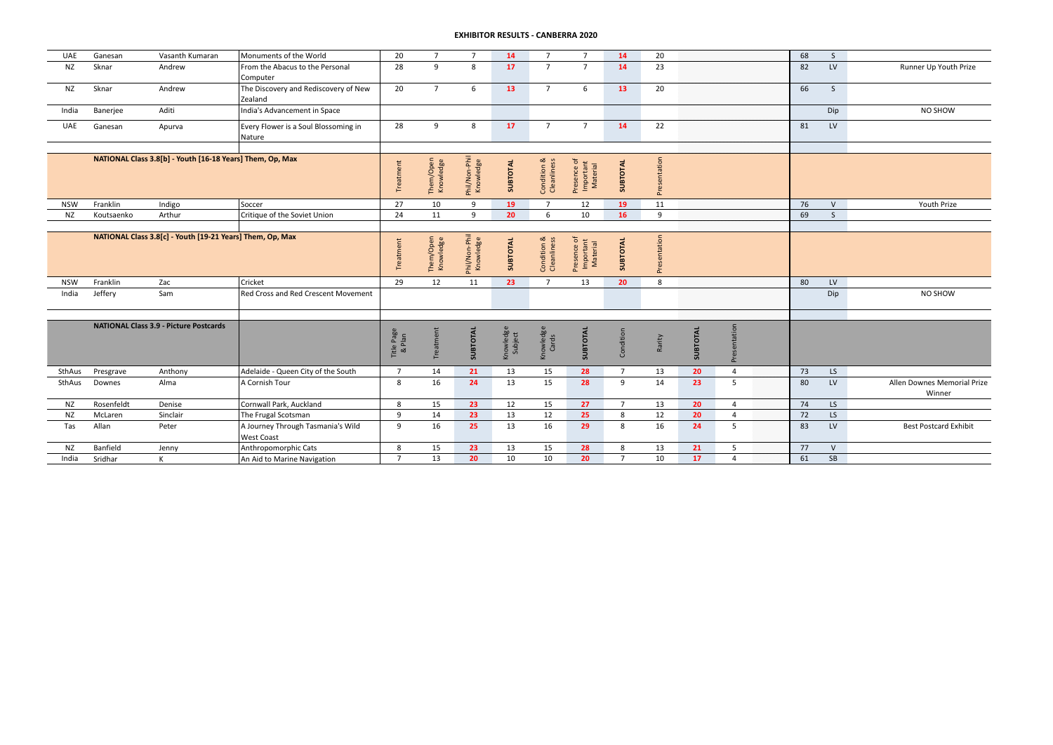# EXHIBITOR RESULTS - CANBERRA 2020

| | | | | | | | | | | | | | | | | |
|---|---|---|---|---|---|---|---|---|---|---|---|---|---|---|---|---|
| UAE | Ganesan | Vasanth Kumaran | Monuments of the World | 20 | 7 | 7 | 14 | 7 | 7 | 14 | 20 | | | 68 | S | |
| NZ | Sknar | Andrew | From the Abacus to the Personal Computer | 28 | 9 | 8 | 17 | 7 | 7 | 14 | 23 | | | 82 | LV | Runner Up Youth Prize |
| NZ | Sknar | Andrew | The Discovery and Rediscovery of New Zealand | 20 | 7 | 6 | 13 | 7 | 6 | 13 | 20 | | | 66 | S | |
| India | Banerjee | Aditi | India's Advancement in Space | | | | | | | | | | | | Dip | NO SHOW |
| UAE | Ganesan | Apurva | Every Flower is a Soul Blossoming in Nature | 28 | 9 | 8 | 17 | 7 | 7 | 14 | 22 | | | 81 | LV | |
| | **NATIONAL Class 3.8[b] - Youth [16-18 Years] Them, Op, Max** | | | Treatment | Them/Open Knowledge | Phil/Non-Phil Knowledge | **SUBTOTAL** | Condition & Cleanliness | Presence of Important Material | **SUBTOTAL** | Presentation | | | | | |
| NSW | Franklin | Indigo | Soccer | 27 | 10 | 9 | 19 | 7 | 12 | 19 | 11 | | | 76 | V | Youth Prize |
| NZ | Koutsaenko | Arthur | Critique of the Soviet Union | 24 | 11 | 9 | 20 | 6 | 10 | 16 | 9 | | | 69 | S | |
| | **NATIONAL Class 3.8[c] - Youth [19-21 Years] Them, Op, Max** | | | Treatment | Them/Open Knowledge | Phil/Non-Phil Knowledge | **SUBTOTAL** | Condition & Cleanliness | Presence of Important Material | **SUBTOTAL** | Presentation | | | | | |
| NSW | Franklin | Zac | Cricket | 29 | 12 | 11 | 23 | 7 | 13 | 20 | 8 | | | 80 | LV | |
| India | Jeffery | Sam | Red Cross and Red Crescent Movement | | | | | | | | | | | | Dip | NO SHOW |
| | **NATIONAL Class 3.9 - Picture Postcards** | | | Title Page & Plan | Treatment | **SUBTOTAL** | Knowledge Subject | Knowledge Cards | **SUBTOTAL** | Condition | Rarity | **SUBTOTAL** | Presentation | | | |
| SthAus | Presgrave | Anthony | Adelaide - Queen City of the South | 7 | 14 | 21 | 13 | 15 | 28 | 7 | 13 | 20 | 4 | 73 | LS | |
| SthAus | Downes | Alma | A Cornish Tour | 8 | 16 | 24 | 13 | 15 | 28 | 9 | 14 | 23 | 5 | 80 | LV | Allen Downes Memorial Prize Winner |
| NZ | Rosenfeldt | Denise | Cornwall Park, Auckland | 8 | 15 | 23 | 12 | 15 | 27 | 7 | 13 | 20 | 4 | 74 | LS | |
| NZ | McLaren | Sinclair | The Frugal Scotsman | 9 | 14 | 23 | 13 | 12 | 25 | 8 | 12 | 20 | 4 | 72 | LS | |
| Tas | Allan | Peter | A Journey Through Tasmania's Wild West Coast | 9 | 16 | 25 | 13 | 16 | 29 | 8 | 16 | 24 | 5 | 83 | LV | Best Postcard Exhibit |
| NZ | Banfield | Jenny | Anthropomorphic Cats | 8 | 15 | 23 | 13 | 15 | 28 | 8 | 13 | 21 | 5 | 77 | V | |
| India | Sridhar | K | An Aid to Marine Navigation | 7 | 13 | 20 | 10 | 10 | 20 | 7 | 10 | 17 | 4 | 61 | SB | |